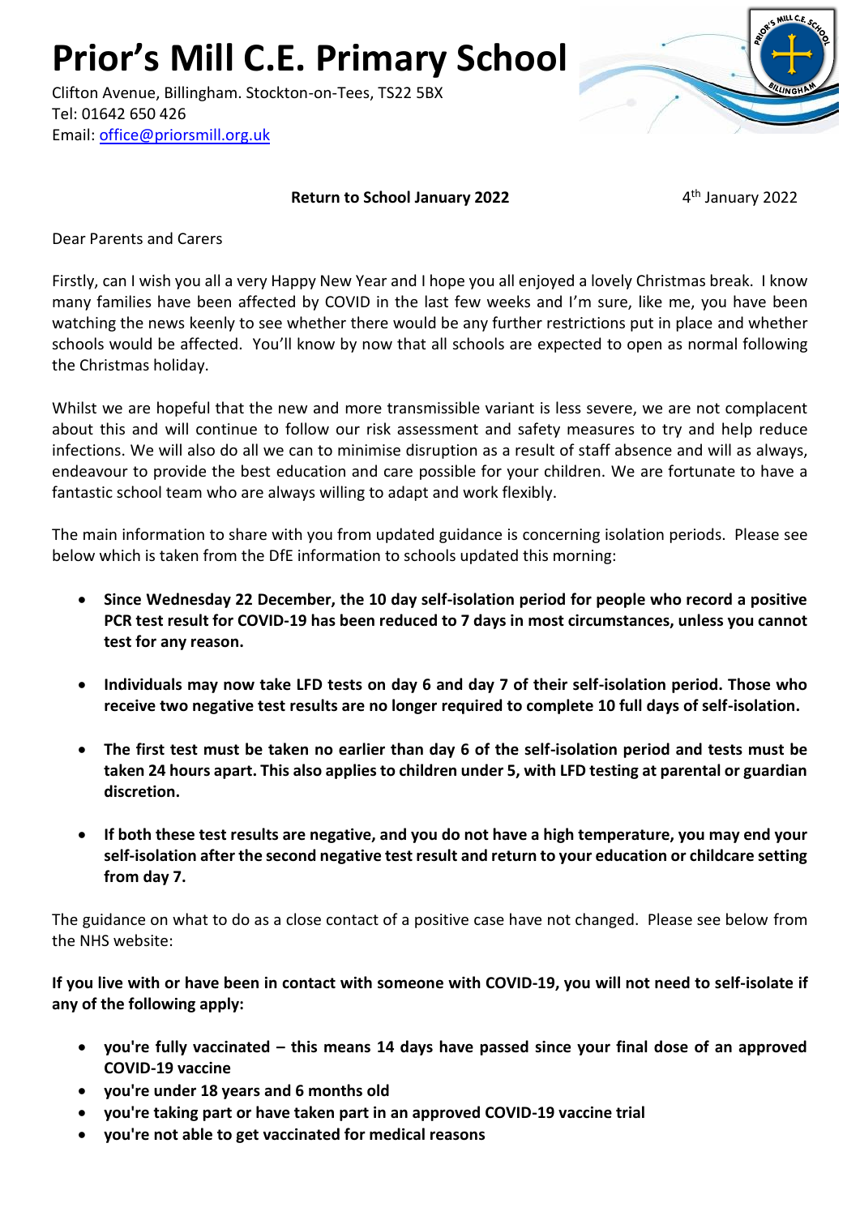# Prior's Mill C.E. Primary School

Clifton Avenue, Billingham. Stockton-on-Tees, TS22 5BX
Tel: 01642 650 426
Email: office@priorsmill.org.uk

**Return to School January 2022** 4th January 2022

Dear Parents and Carers

Firstly, can I wish you all a very Happy New Year and I hope you all enjoyed a lovely Christmas break. I know many families have been affected by COVID in the last few weeks and I'm sure, like me, you have been watching the news keenly to see whether there would be any further restrictions put in place and whether schools would be affected. You'll know by now that all schools are expected to open as normal following the Christmas holiday.

Whilst we are hopeful that the new and more transmissible variant is less severe, we are not complacent about this and will continue to follow our risk assessment and safety measures to try and help reduce infections. We will also do all we can to minimise disruption as a result of staff absence and will as always, endeavour to provide the best education and care possible for your children. We are fortunate to have a fantastic school team who are always willing to adapt and work flexibly.

The main information to share with you from updated guidance is concerning isolation periods. Please see below which is taken from the DfE information to schools updated this morning:

- **Since Wednesday 22 December, the 10 day self-isolation period for people who record a positive PCR test result for COVID-19 has been reduced to 7 days in most circumstances, unless you cannot test for any reason.**
- **Individuals may now take LFD tests on day 6 and day 7 of their self-isolation period. Those who receive two negative test results are no longer required to complete 10 full days of self-isolation.**
- **The first test must be taken no earlier than day 6 of the self-isolation period and tests must be taken 24 hours apart. This also applies to children under 5, with LFD testing at parental or guardian discretion.**
- **If both these test results are negative, and you do not have a high temperature, you may end your self-isolation after the second negative test result and return to your education or childcare setting from day 7.**

The guidance on what to do as a close contact of a positive case have not changed. Please see below from the NHS website:

**If you live with or have been in contact with someone with COVID-19, you will not need to self-isolate if any of the following apply:**

- **you're fully vaccinated – this means 14 days have passed since your final dose of an approved COVID-19 vaccine**
- **you're under 18 years and 6 months old**
- **you're taking part or have taken part in an approved COVID-19 vaccine trial**
- **you're not able to get vaccinated for medical reasons**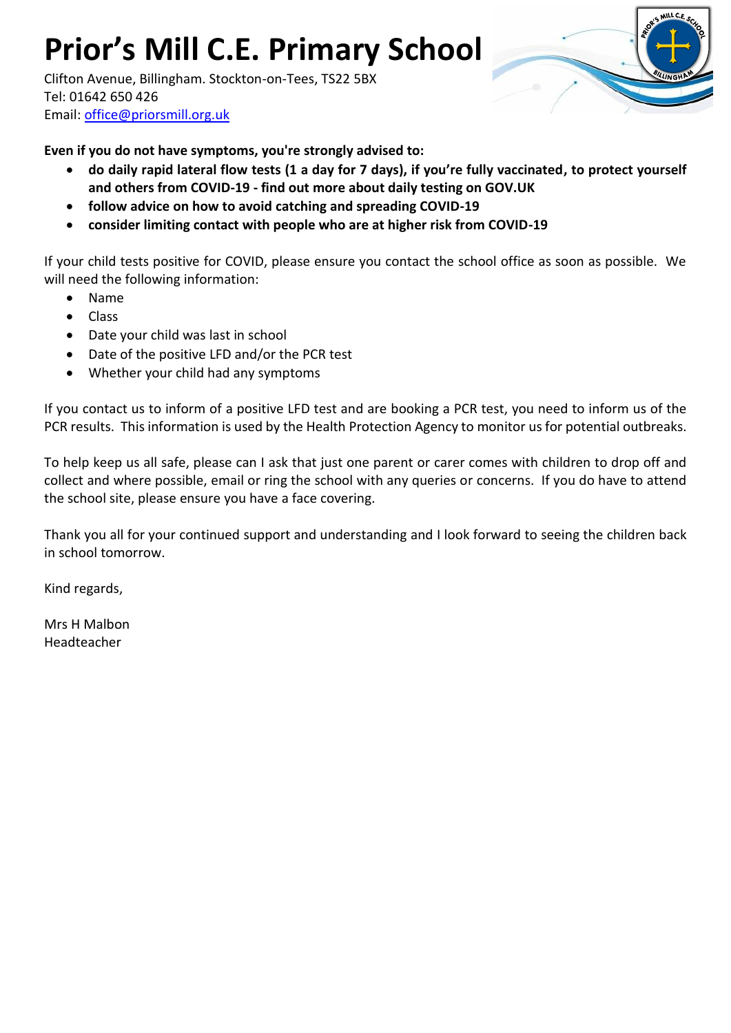# Prior's Mill C.E. Primary School

Clifton Avenue, Billingham. Stockton-on-Tees, TS22 5BX
Tel: 01642 650 426
Email: office@priorsmill.org.uk

**Even if you do not have symptoms, you're strongly advised to:**

- **do daily rapid lateral flow tests (1 a day for 7 days), if you're fully vaccinated, to protect yourself and others from COVID-19 - find out more about daily testing on GOV.UK**
- **follow advice on how to avoid catching and spreading COVID-19**
- **consider limiting contact with people who are at higher risk from COVID-19**

If your child tests positive for COVID, please ensure you contact the school office as soon as possible. We will need the following information:

- Name
- Class
- Date your child was last in school
- Date of the positive LFD and/or the PCR test
- Whether your child had any symptoms

If you contact us to inform of a positive LFD test and are booking a PCR test, you need to inform us of the PCR results. This information is used by the Health Protection Agency to monitor us for potential outbreaks.

To help keep us all safe, please can I ask that just one parent or carer comes with children to drop off and collect and where possible, email or ring the school with any queries or concerns. If you do have to attend the school site, please ensure you have a face covering.

Thank you all for your continued support and understanding and I look forward to seeing the children back in school tomorrow.

Kind regards,

Mrs H Malbon
Headteacher